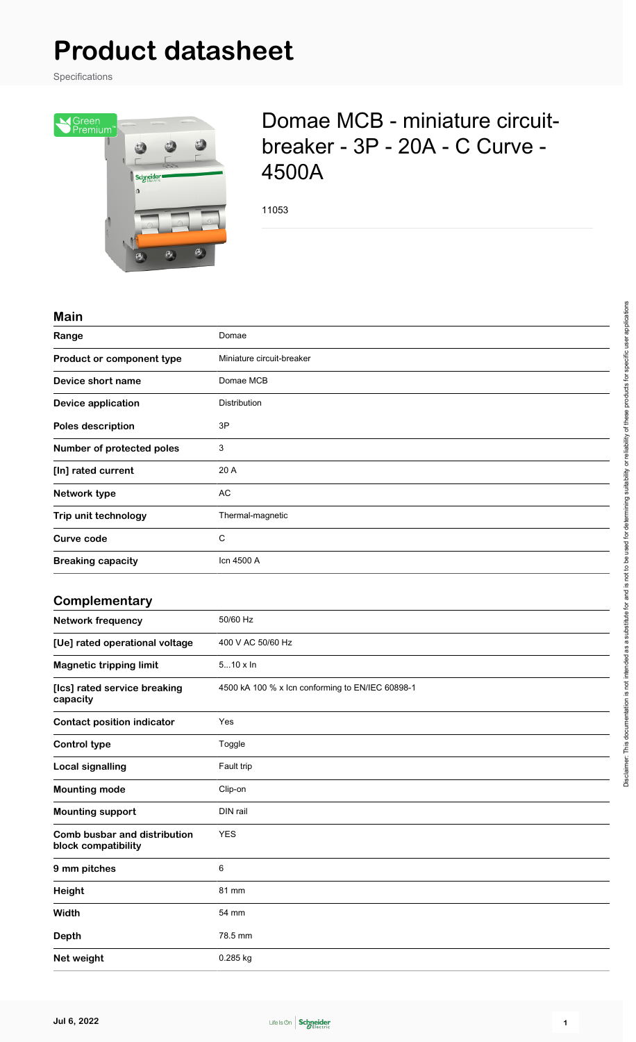# Product datasheet

Specifications

## Domae MCB - miniature circuit-breaker - 3P - 20A - C Curve - 4500A

11053

### Main

| | |
|---|---|
| **Range** | Domae |
| **Product or component type** | Miniature circuit-breaker |
| **Device short name** | Domae MCB |
| **Device application** | Distribution |
| **Poles description** | 3P |
| **Number of protected poles** | 3 |
| **[In] rated current** | 20 A |
| **Network type** | AC |
| **Trip unit technology** | Thermal-magnetic |
| **Curve code** | C |
| **Breaking capacity** | Icn 4500 A |

### Complementary

| | |
|---|---|
| **Network frequency** | 50/60 Hz |
| **[Ue] rated operational voltage** | 400 V AC 50/60 Hz |
| **Magnetic tripping limit** | 5...10 x In |
| **[Ics] rated service breaking capacity** | 4500 kA 100 % x Icn conforming to EN/IEC 60898-1 |
| **Contact position indicator** | Yes |
| **Control type** | Toggle |
| **Local signalling** | Fault trip |
| **Mounting mode** | Clip-on |
| **Mounting support** | DIN rail |
| **Comb busbar and distribution block compatibility** | YES |
| **9 mm pitches** | 6 |
| **Height** | 81 mm |
| **Width** | 54 mm |
| **Depth** | 78.5 mm |
| **Net weight** | 0.285 kg |

Disclaimer: This documentation is not intended as a substitute for and is not to be used for determining suitability or reliability of these products for specific user applications

Jul 6, 2022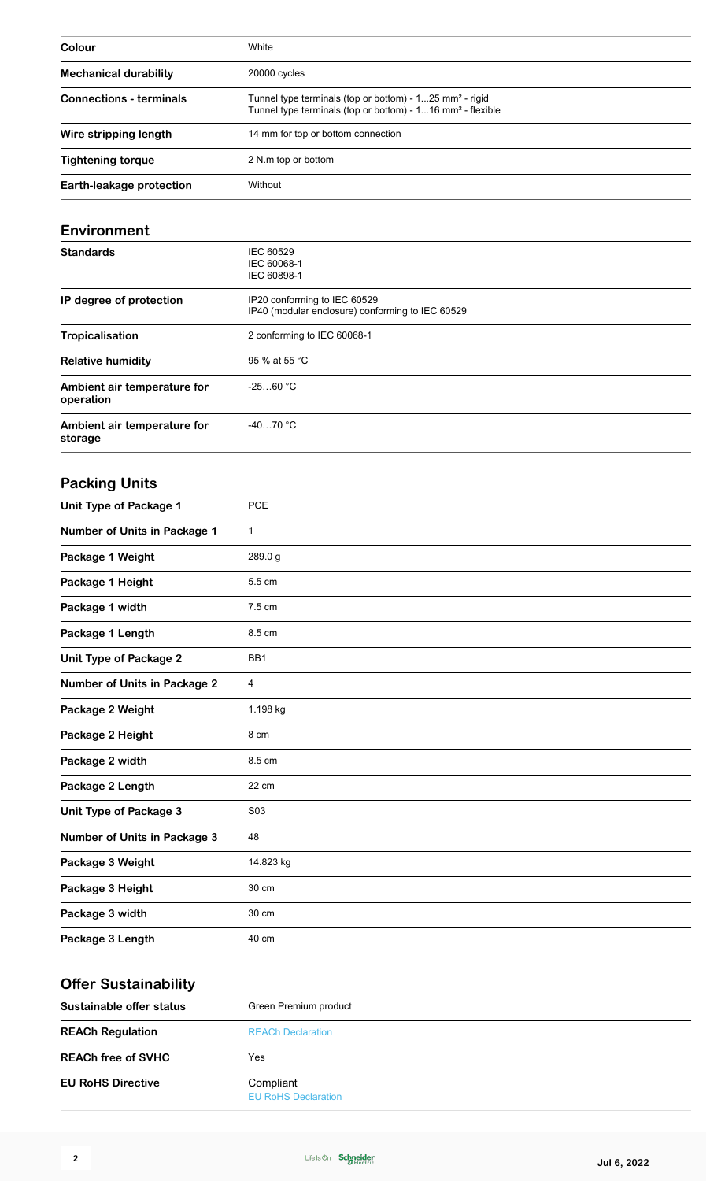| | |
|---|---|
| **Colour** | White |
| **Mechanical durability** | 20000 cycles |
| **Connections - terminals** | Tunnel type terminals (top or bottom) - 1...25 mm² - rigid<br>Tunnel type terminals (top or bottom) - 1...16 mm² - flexible |
| **Wire stripping length** | 14 mm for top or bottom connection |
| **Tightening torque** | 2 N.m top or bottom |
| **Earth-leakage protection** | Without |

## Environment

| | |
|---|---|
| **Standards** | IEC 60529<br>IEC 60068-1<br>IEC 60898-1 |
| **IP degree of protection** | IP20 conforming to IEC 60529<br>IP40 (modular enclosure) conforming to IEC 60529 |
| **Tropicalisation** | 2 conforming to IEC 60068-1 |
| **Relative humidity** | 95 % at 55 °C |
| **Ambient air temperature for operation** | -25…60 °C |
| **Ambient air temperature for storage** | -40…70 °C |

## Packing Units

| | |
|---|---|
| **Unit Type of Package 1** | PCE |
| **Number of Units in Package 1** | 1 |
| **Package 1 Weight** | 289.0 g |
| **Package 1 Height** | 5.5 cm |
| **Package 1 width** | 7.5 cm |
| **Package 1 Length** | 8.5 cm |
| **Unit Type of Package 2** | BB1 |
| **Number of Units in Package 2** | 4 |
| **Package 2 Weight** | 1.198 kg |
| **Package 2 Height** | 8 cm |
| **Package 2 width** | 8.5 cm |
| **Package 2 Length** | 22 cm |
| **Unit Type of Package 3** | S03 |
| **Number of Units in Package 3** | 48 |
| **Package 3 Weight** | 14.823 kg |
| **Package 3 Height** | 30 cm |
| **Package 3 width** | 30 cm |
| **Package 3 Length** | 40 cm |

## Offer Sustainability

| | |
|---|---|
| **Sustainable offer status** | Green Premium product |
| **REACh Regulation** | REACh Declaration |
| **REACh free of SVHC** | Yes |
| **EU RoHS Directive** | Compliant<br>EU RoHS Declaration |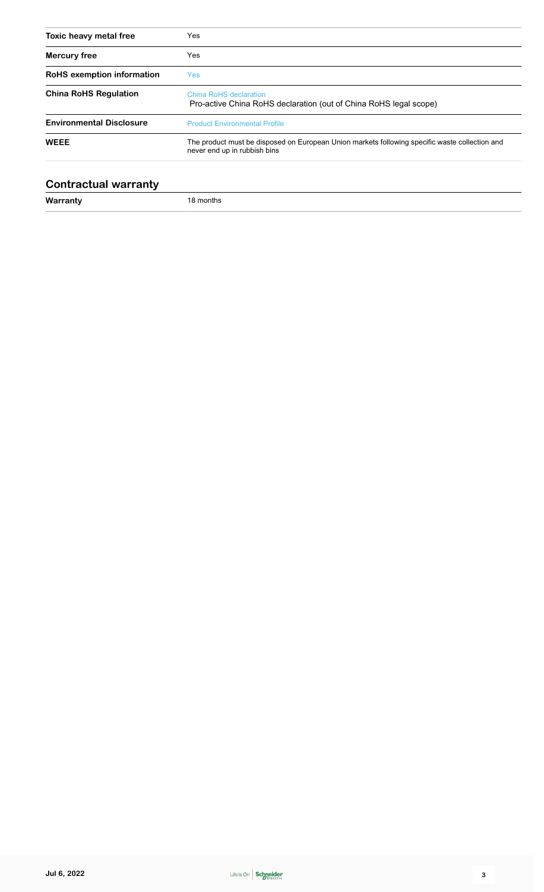| | |
|---|---|
| **Toxic heavy metal free** | Yes |
| **Mercury free** | Yes |
| **RoHS exemption information** | Yes |
| **China RoHS Regulation** | China RoHS declaration<br>Pro-active China RoHS declaration (out of China RoHS legal scope) |
| **Environmental Disclosure** | Product Environmental Profile |
| **WEEE** | The product must be disposed on European Union markets following specific waste collection and never end up in rubbish bins |

## Contractual warranty

| | |
|---|---|
| **Warranty** | 18 months |